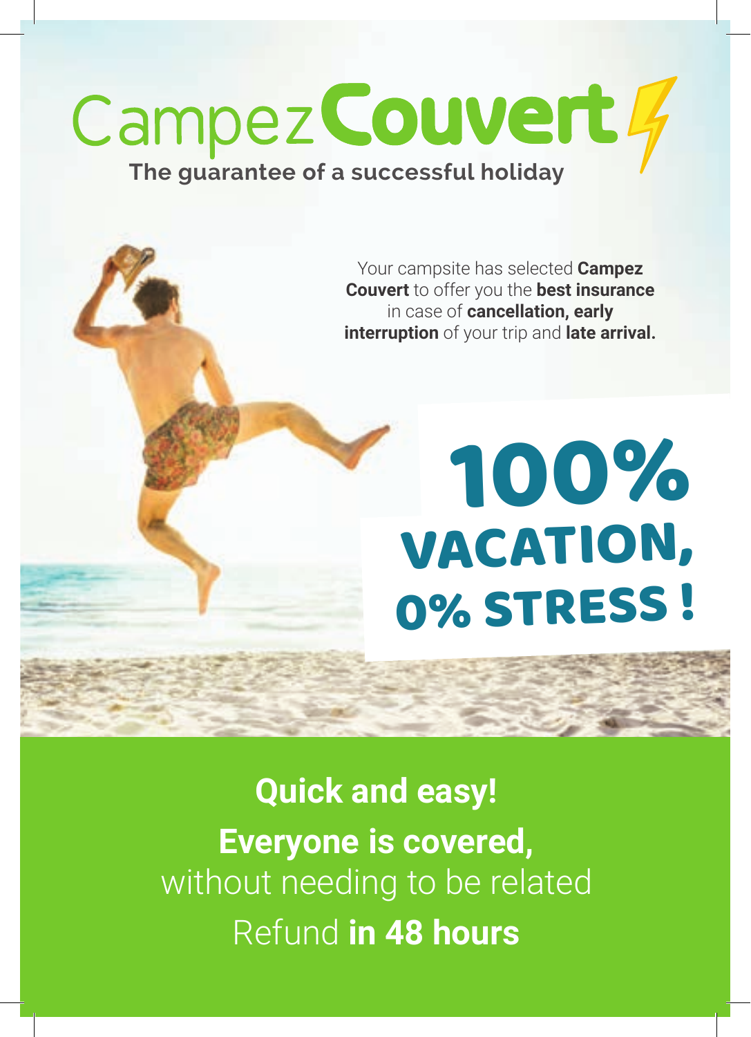# Campez Couvert

**The guarantee of a successful holiday**

Your campsite has selected **Campez Couvert** to offer you the **best insurance** in case of **cancellation, early interruption** of your trip and **late arrival.**

## 100% VACATION, 0% STRESS !

**Quick and easy!**

**Everyone is covered,**
without needing to be related

Refund **in 48 hours**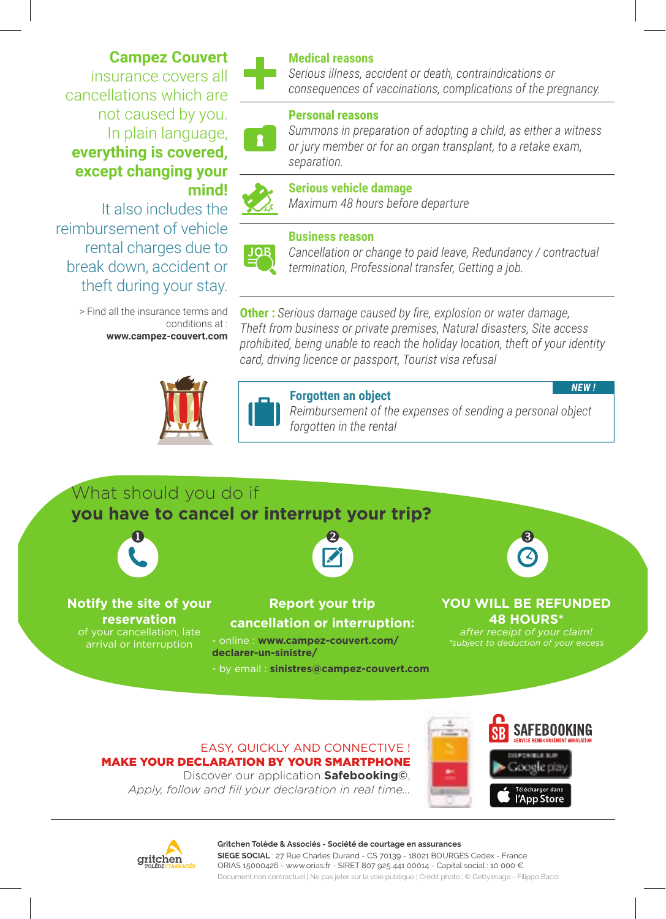**Campez Couvert** insurance covers all cancellations which are not caused by you. In plain language, **everything is covered, except changing your mind!**

It also includes the reimbursement of vehicle rental charges due to break down, accident or theft during your stay.

> Find all the insurance terms and conditions at : **www.campez-couvert.com**

**Medical reasons**
*Serious illness, accident or death, contraindications or consequences of vaccinations, complications of the pregnancy.*

**Personal reasons**
*Summons in preparation of adopting a child, as either a witness or jury member or for an organ transplant, to a retake exam, separation.*

**Serious vehicle damage**
*Maximum 48 hours before departure*

**Business reason**
*Cancellation or change to paid leave, Redundancy / contractual termination, Professional transfer, Getting a job.*

**Other :** *Serious damage caused by fire, explosion or water damage, Theft from business or private premises, Natural disasters, Site access prohibited, being unable to reach the holiday location, theft of your identity card, driving licence or passport, Tourist visa refusal*

**NEW !**

**Forgotten an object**
*Reimbursement of the expenses of sending a personal object forgotten in the rental*

## What should you do if **you have to cancel or interrupt your trip?**

**1. Notify the site of your reservation**
of your cancellation, late arrival or interruption

**2. Report your trip cancellation or interruption:**
- online : **www.campez-couvert.com/declarer-un-sinistre/**
- by email : **sinistres@campez-couvert.com**

**3. YOU WILL BE REFUNDED 48 HOURS***
*after receipt of your claim!*
*\*subject to deduction of your excess*

EASY, QUICKLY AND CONNECTIVE !
**MAKE YOUR DECLARATION BY YOUR SMARTPHONE**
Discover our application **Safebooking**©,
*Apply, follow and fill your declaration in real time...*

SAFEBOOKING
SERVICE REMBOURSEMENT ANNULATION

DISPONIBLE SUR Google play

Télécharger dans l'App Store

**Gritchen Tolède & Associés - Société de courtage en assurances**
**SIEGE SOCIAL** : 27 Rue Charles Durand - CS 70139 - 18021 BOURGES Cedex - France
ORIAS 15000426 - www.orias.fr - SIRET 807 925 441 00014 - Capital social : 10 000 €
Document non contractuel | Ne pas jeter sur la voie publique | Crédit photo : © Gettyimage - Filippo Bacci